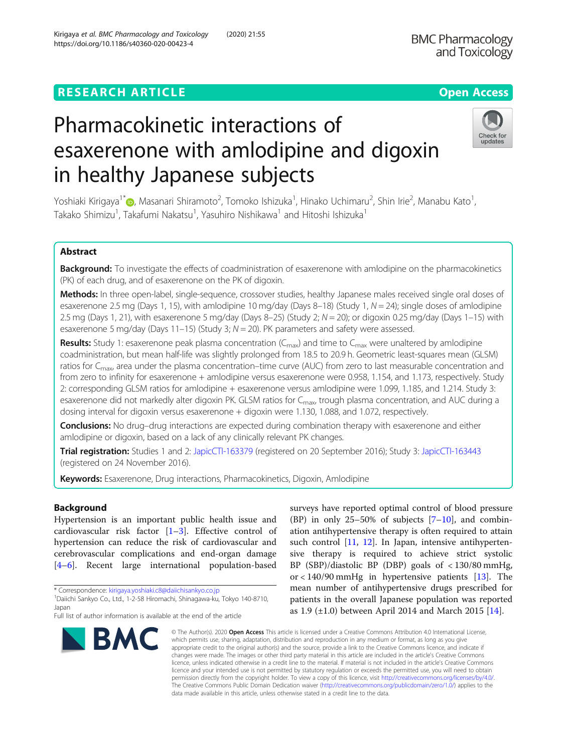RESEARCH ARTICLE

Open Access

# Pharmacokinetic interactions of esaxerenone with amlodipine and digoxin in healthy Japanese subjects

Yoshiaki Kirigaya[1*], Masanari Shiramoto[2], Tomoko Ishizuka[1], Hinako Uchimaru[2], Shin Irie[2], Manabu Kato[1], Takako Shimizu[1], Takafumi Nakatsu[1], Yasuhiro Nishikawa[1] and Hitoshi Ishizuka[1]

## Abstract

**Background:** To investigate the effects of coadministration of esaxerenone with amlodipine on the pharmacokinetics (PK) of each drug, and of esaxerenone on the PK of digoxin.

**Methods:** In three open-label, single-sequence, crossover studies, healthy Japanese males received single oral doses of esaxerenone 2.5 mg (Days 1, 15), with amlodipine 10 mg/day (Days 8–18) (Study 1, $N = 24$); single doses of amlodipine 2.5 mg (Days 1, 21), with esaxerenone 5 mg/day (Days 8–25) (Study 2; $N = 20$); or digoxin 0.25 mg/day (Days 1–15) with esaxerenone 5 mg/day (Days 11–15) (Study 3; $N = 20$). PK parameters and safety were assessed.

**Results:** Study 1: esaxerenone peak plasma concentration ($C_{max}$) and time to $C_{max}$ were unaltered by amlodipine coadministration, but mean half-life was slightly prolonged from 18.5 to 20.9 h. Geometric least-squares mean (GLSM) ratios for $C_{max}$, area under the plasma concentration–time curve (AUC) from zero to last measurable concentration and from zero to infinity for esaxerenone + amlodipine versus esaxerenone were 0.958, 1.154, and 1.173, respectively. Study 2: corresponding GLSM ratios for amlodipine + esaxerenone versus amlodipine were 1.099, 1.185, and 1.214. Study 3: esaxerenone did not markedly alter digoxin PK. GLSM ratios for $C_{max}$, trough plasma concentration, and AUC during a dosing interval for digoxin versus esaxerenone + digoxin were 1.130, 1.088, and 1.072, respectively.

**Conclusions:** No drug–drug interactions are expected during combination therapy with esaxerenone and either amlodipine or digoxin, based on a lack of any clinically relevant PK changes.

**Trial registration:** Studies 1 and 2: JapicCTI-163379 (registered on 20 September 2016); Study 3: JapicCTI-163443 (registered on 24 November 2016).

**Keywords:** Esaxerenone, Drug interactions, Pharmacokinetics, Digoxin, Amlodipine

## Background

Hypertension is an important public health issue and cardiovascular risk factor [1–3]. Effective control of hypertension can reduce the risk of cardiovascular and cerebrovascular complications and end-organ damage [4–6]. Recent large international population-based surveys have reported optimal control of blood pressure (BP) in only 25–50% of subjects [7–10], and combination antihypertensive therapy is often required to attain such control [11, 12]. In Japan, intensive antihypertensive therapy is required to achieve strict systolic BP (SBP)/diastolic BP (DBP) goals of < 130/80 mmHg, or < 140/90 mmHg in hypertensive patients [13]. The mean number of antihypertensive drugs prescribed for patients in the overall Japanese population was reported as 1.9 (±1.0) between April 2014 and March 2015 [14].

* Correspondence: kirigaya.yoshiaki.c8@daiichisankyo.co.jp
[1]Daiichi Sankyo Co., Ltd., 1-2-58 Hiromachi, Shinagawa-ku, Tokyo 140-8710, Japan
Full list of author information is available at the end of the article

© The Author(s). 2020 **Open Access** This article is licensed under a Creative Commons Attribution 4.0 International License, which permits use, sharing, adaptation, distribution and reproduction in any medium or format, as long as you give appropriate credit to the original author(s) and the source, provide a link to the Creative Commons licence, and indicate if changes were made. The images or other third party material in this article are included in the article's Creative Commons licence, unless indicated otherwise in a credit line to the material. If material is not included in the article's Creative Commons licence and your intended use is not permitted by statutory regulation or exceeds the permitted use, you will need to obtain permission directly from the copyright holder. To view a copy of this licence, visit http://creativecommons.org/licenses/by/4.0/. The Creative Commons Public Domain Dedication waiver (http://creativecommons.org/publicdomain/zero/1.0/) applies to the data made available in this article, unless otherwise stated in a credit line to the data.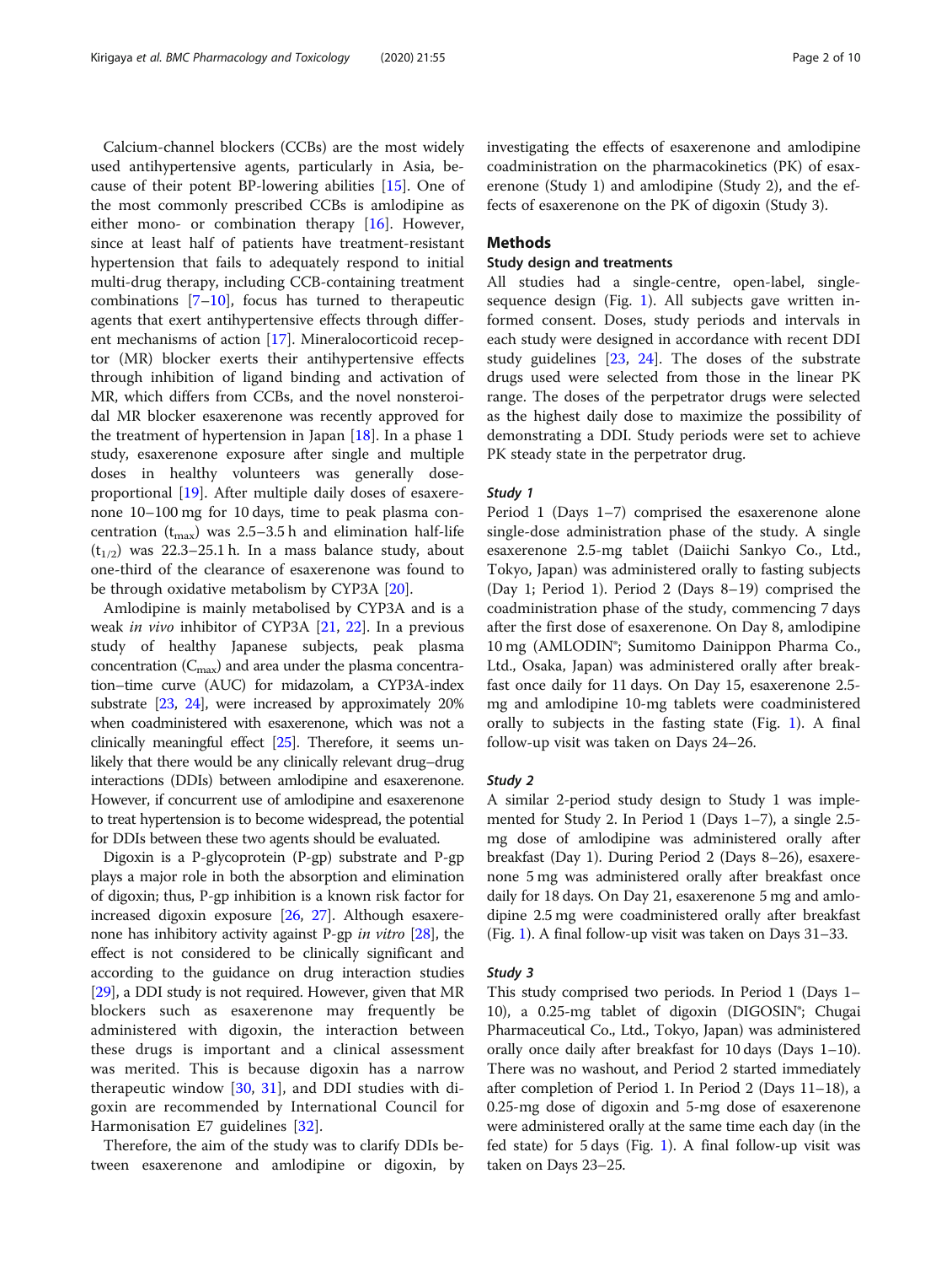Calcium-channel blockers (CCBs) are the most widely used antihypertensive agents, particularly in Asia, because of their potent BP-lowering abilities [15]. One of the most commonly prescribed CCBs is amlodipine as either mono- or combination therapy [16]. However, since at least half of patients have treatment-resistant hypertension that fails to adequately respond to initial multi-drug therapy, including CCB-containing treatment combinations [7–10], focus has turned to therapeutic agents that exert antihypertensive effects through different mechanisms of action [17]. Mineralocorticoid receptor (MR) blocker exerts their antihypertensive effects through inhibition of ligand binding and activation of MR, which differs from CCBs, and the novel nonsteroidal MR blocker esaxerenone was recently approved for the treatment of hypertension in Japan [18]. In a phase 1 study, esaxerenone exposure after single and multiple doses in healthy volunteers was generally dose-proportional [19]. After multiple daily doses of esaxerenone 10–100 mg for 10 days, time to peak plasma concentration ($t_{max}$) was 2.5–3.5 h and elimination half-life ($t_{1/2}$) was 22.3–25.1 h. In a mass balance study, about one-third of the clearance of esaxerenone was found to be through oxidative metabolism by CYP3A [20].

Amlodipine is mainly metabolised by CYP3A and is a weak *in vivo* inhibitor of CYP3A [21, 22]. In a previous study of healthy Japanese subjects, peak plasma concentration ($C_{max}$) and area under the plasma concentration–time curve (AUC) for midazolam, a CYP3A-index substrate [23, 24], were increased by approximately 20% when coadministered with esaxerenone, which was not a clinically meaningful effect [25]. Therefore, it seems unlikely that there would be any clinically relevant drug–drug interactions (DDIs) between amlodipine and esaxerenone. However, if concurrent use of amlodipine and esaxerenone to treat hypertension is to become widespread, the potential for DDIs between these two agents should be evaluated.

Digoxin is a P-glycoprotein (P-gp) substrate and P-gp plays a major role in both the absorption and elimination of digoxin; thus, P-gp inhibition is a known risk factor for increased digoxin exposure [26, 27]. Although esaxerenone has inhibitory activity against P-gp *in vitro* [28], the effect is not considered to be clinically significant and according to the guidance on drug interaction studies [29], a DDI study is not required. However, given that MR blockers such as esaxerenone may frequently be administered with digoxin, the interaction between these drugs is important and a clinical assessment was merited. This is because digoxin has a narrow therapeutic window [30, 31], and DDI studies with digoxin are recommended by International Council for Harmonisation E7 guidelines [32].

Therefore, the aim of the study was to clarify DDIs between esaxerenone and amlodipine or digoxin, by investigating the effects of esaxerenone and amlodipine coadministration on the pharmacokinetics (PK) of esaxerenone (Study 1) and amlodipine (Study 2), and the effects of esaxerenone on the PK of digoxin (Study 3).

## Methods

### Study design and treatments

All studies had a single-centre, open-label, single-sequence design (Fig. 1). All subjects gave written informed consent. Doses, study periods and intervals in each study were designed in accordance with recent DDI study guidelines [23, 24]. The doses of the substrate drugs used were selected from those in the linear PK range. The doses of the perpetrator drugs were selected as the highest daily dose to maximize the possibility of demonstrating a DDI. Study periods were set to achieve PK steady state in the perpetrator drug.

#### *Study 1*

Period 1 (Days 1–7) comprised the esaxerenone alone single-dose administration phase of the study. A single esaxerenone 2.5-mg tablet (Daiichi Sankyo Co., Ltd., Tokyo, Japan) was administered orally to fasting subjects (Day 1; Period 1). Period 2 (Days 8–19) comprised the coadministration phase of the study, commencing 7 days after the first dose of esaxerenone. On Day 8, amlodipine 10 mg (AMLODIN®; Sumitomo Dainippon Pharma Co., Ltd., Osaka, Japan) was administered orally after breakfast once daily for 11 days. On Day 15, esaxerenone 2.5-mg and amlodipine 10-mg tablets were coadministered orally to subjects in the fasting state (Fig. 1). A final follow-up visit was taken on Days 24–26.

#### *Study 2*

A similar 2-period study design to Study 1 was implemented for Study 2. In Period 1 (Days 1–7), a single 2.5-mg dose of amlodipine was administered orally after breakfast (Day 1). During Period 2 (Days 8–26), esaxerenone 5 mg was administered orally after breakfast once daily for 18 days. On Day 21, esaxerenone 5 mg and amlodipine 2.5 mg were coadministered orally after breakfast (Fig. 1). A final follow-up visit was taken on Days 31–33.

#### *Study 3*

This study comprised two periods. In Period 1 (Days 1–10), a 0.25-mg tablet of digoxin (DIGOSIN®; Chugai Pharmaceutical Co., Ltd., Tokyo, Japan) was administered orally once daily after breakfast for 10 days (Days 1–10). There was no washout, and Period 2 started immediately after completion of Period 1. In Period 2 (Days 11–18), a 0.25-mg dose of digoxin and 5-mg dose of esaxerenone were administered orally at the same time each day (in the fed state) for 5 days (Fig. 1). A final follow-up visit was taken on Days 23–25.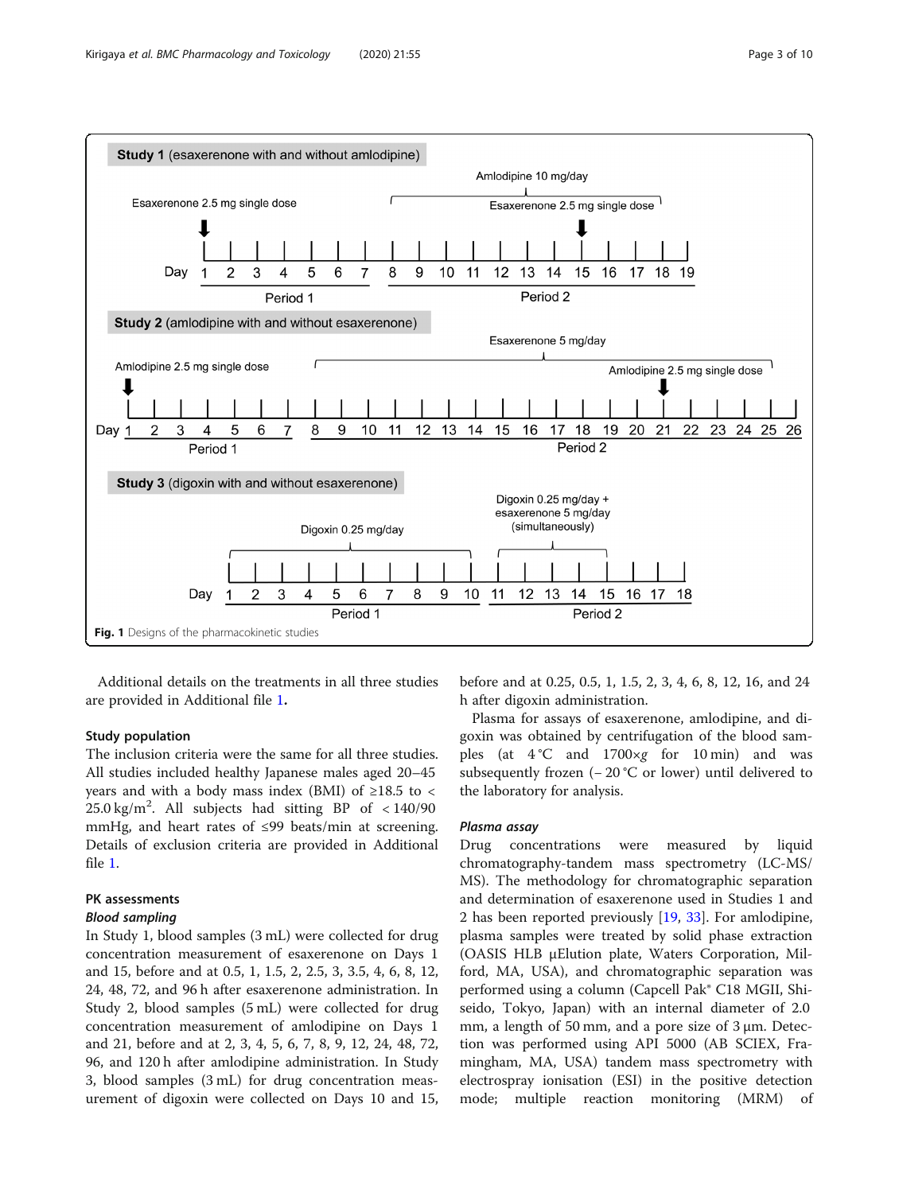**Study 1** (esaxerenone with and without amlodipine)

Esaxerenone 2.5 mg single dose — Day 1; Period 1: Days 1–7

Amlodipine 10 mg/day — Period 2: Days 8–19; Esaxerenone 2.5 mg single dose — Day 15

**Study 2** (amlodipine with and without esaxerenone)

Amlodipine 2.5 mg single dose — Day 1; Period 1: Days 1–7

Esaxerenone 5 mg/day — Period 2: Days 8–26; Amlodipine 2.5 mg single dose — Day 21

**Study 3** (digoxin with and without esaxerenone)

Digoxin 0.25 mg/day — Period 1: Days 1–10

Digoxin 0.25 mg/day + esaxerenone 5 mg/day (simultaneously) — Period 2: Days 11–18

**Fig. 1** Designs of the pharmacokinetic studies

Additional details on the treatments in all three studies are provided in Additional file 1.

### Study population

The inclusion criteria were the same for all three studies. All studies included healthy Japanese males aged 20–45 years and with a body mass index (BMI) of ≥18.5 to < 25.0 kg/m$^2$. All subjects had sitting BP of < 140/90 mmHg, and heart rates of ≤99 beats/min at screening. Details of exclusion criteria are provided in Additional file 1.

### PK assessments

#### *Blood sampling*

In Study 1, blood samples (3 mL) were collected for drug concentration measurement of esaxerenone on Days 1 and 15, before and at 0.5, 1, 1.5, 2, 2.5, 3, 3.5, 4, 6, 8, 12, 24, 48, 72, and 96 h after esaxerenone administration. In Study 2, blood samples (5 mL) were collected for drug concentration measurement of amlodipine on Days 1 and 21, before and at 2, 3, 4, 5, 6, 7, 8, 9, 12, 24, 48, 72, 96, and 120 h after amlodipine administration. In Study 3, blood samples (3 mL) for drug concentration measurement of digoxin were collected on Days 10 and 15, before and at 0.25, 0.5, 1, 1.5, 2, 3, 4, 6, 8, 12, 16, and 24 h after digoxin administration.

Plasma for assays of esaxerenone, amlodipine, and digoxin was obtained by centrifugation of the blood samples (at 4 °C and 1700×*g* for 10 min) and was subsequently frozen (− 20 °C or lower) until delivered to the laboratory for analysis.

#### *Plasma assay*

Drug concentrations were measured by liquid chromatography-tandem mass spectrometry (LC-MS/MS). The methodology for chromatographic separation and determination of esaxerenone used in Studies 1 and 2 has been reported previously [19, 33]. For amlodipine, plasma samples were treated by solid phase extraction (OASIS HLB μElution plate, Waters Corporation, Milford, MA, USA), and chromatographic separation was performed using a column (Capcell Pak® C18 MGII, Shiseido, Tokyo, Japan) with an internal diameter of 2.0 mm, a length of 50 mm, and a pore size of 3 μm. Detection was performed using API 5000 (AB SCIEX, Framingham, MA, USA) tandem mass spectrometry with electrospray ionisation (ESI) in the positive detection mode; multiple reaction monitoring (MRM) of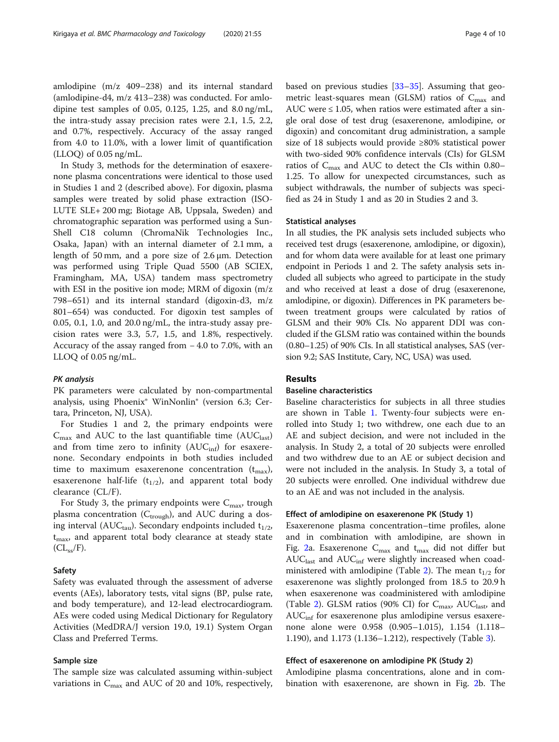amlodipine (m/z 409–238) and its internal standard (amlodipine-d4, m/z 413–238) was conducted. For amlodipine test samples of 0.05, 0.125, 1.25, and 8.0 ng/mL, the intra-study assay precision rates were 2.1, 1.5, 2.2, and 0.7%, respectively. Accuracy of the assay ranged from 4.0 to 11.0%, with a lower limit of quantification (LLOQ) of 0.05 ng/mL.

In Study 3, methods for the determination of esaxerenone plasma concentrations were identical to those used in Studies 1 and 2 (described above). For digoxin, plasma samples were treated by solid phase extraction (ISOLUTE SLE+ 200 mg; Biotage AB, Uppsala, Sweden) and chromatographic separation was performed using a SunShell C18 column (ChromaNik Technologies Inc., Osaka, Japan) with an internal diameter of 2.1 mm, a length of 50 mm, and a pore size of 2.6 μm. Detection was performed using Triple Quad 5500 (AB SCIEX, Framingham, MA, USA) tandem mass spectrometry with ESI in the positive ion mode; MRM of digoxin (m/z 798–651) and its internal standard (digoxin-d3, m/z 801–654) was conducted. For digoxin test samples of 0.05, 0.1, 1.0, and 20.0 ng/mL, the intra-study assay precision rates were 3.3, 5.7, 1.5, and 1.8%, respectively. Accuracy of the assay ranged from − 4.0 to 7.0%, with an LLOQ of 0.05 ng/mL.

#### *PK analysis*

PK parameters were calculated by non-compartmental analysis, using Phoenix® WinNonlin® (version 6.3; Certara, Princeton, NJ, USA).

For Studies 1 and 2, the primary endpoints were $C_{max}$ and AUC to the last quantifiable time ($AUC_{last}$) and from time zero to infinity ($AUC_{inf}$) for esaxerenone. Secondary endpoints in both studies included time to maximum esaxerenone concentration ($t_{max}$), esaxerenone half-life ($t_{1/2}$), and apparent total body clearance (CL/F).

For Study 3, the primary endpoints were $C_{max}$, trough plasma concentration ($C_{trough}$), and AUC during a dosing interval ($AUC_{tau}$). Secondary endpoints included $t_{1/2}$, $t_{max}$, and apparent total body clearance at steady state ($CL_{ss}/F$).

### Safety

Safety was evaluated through the assessment of adverse events (AEs), laboratory tests, vital signs (BP, pulse rate, and body temperature), and 12-lead electrocardiogram. AEs were coded using Medical Dictionary for Regulatory Activities (MedDRA/J version 19.0, 19.1) System Organ Class and Preferred Terms.

### Sample size

The sample size was calculated assuming within-subject variations in $C_{max}$ and AUC of 20 and 10%, respectively, based on previous studies [33–35]. Assuming that geometric least-squares mean (GLSM) ratios of $C_{max}$ and AUC were ≤ 1.05, when ratios were estimated after a single oral dose of test drug (esaxerenone, amlodipine, or digoxin) and concomitant drug administration, a sample size of 18 subjects would provide ≥80% statistical power with two-sided 90% confidence intervals (CIs) for GLSM ratios of $C_{max}$ and AUC to detect the CIs within 0.80–1.25. To allow for unexpected circumstances, such as subject withdrawals, the number of subjects was specified as 24 in Study 1 and as 20 in Studies 2 and 3.

### Statistical analyses

In all studies, the PK analysis sets included subjects who received test drugs (esaxerenone, amlodipine, or digoxin), and for whom data were available for at least one primary endpoint in Periods 1 and 2. The safety analysis sets included all subjects who agreed to participate in the study and who received at least a dose of drug (esaxerenone, amlodipine, or digoxin). Differences in PK parameters between treatment groups were calculated by ratios of GLSM and their 90% CIs. No apparent DDI was concluded if the GLSM ratio was contained within the bounds (0.80–1.25) of 90% CIs. In all statistical analyses, SAS (version 9.2; SAS Institute, Cary, NC, USA) was used.

## Results

### Baseline characteristics

Baseline characteristics for subjects in all three studies are shown in Table 1. Twenty-four subjects were enrolled into Study 1; two withdrew, one each due to an AE and subject decision, and were not included in the analysis. In Study 2, a total of 20 subjects were enrolled and two withdrew due to an AE or subject decision and were not included in the analysis. In Study 3, a total of 20 subjects were enrolled. One individual withdrew due to an AE and was not included in the analysis.

### Effect of amlodipine on esaxerenone PK (Study 1)

Esaxerenone plasma concentration–time profiles, alone and in combination with amlodipine, are shown in Fig. 2a. Esaxerenone $C_{max}$ and $t_{max}$ did not differ but $AUC_{last}$ and $AUC_{inf}$ were slightly increased when coadministered with amlodipine (Table 2). The mean $t_{1/2}$ for esaxerenone was slightly prolonged from 18.5 to 20.9 h when esaxerenone was coadministered with amlodipine (Table 2). GLSM ratios (90% CI) for $C_{max}$, $AUC_{last}$, and $AUC_{inf}$ for esaxerenone plus amlodipine versus esaxerenone alone were 0.958 (0.905–1.015), 1.154 (1.118–1.190), and 1.173 (1.136–1.212), respectively (Table 3).

### Effect of esaxerenone on amlodipine PK (Study 2)

Amlodipine plasma concentrations, alone and in combination with esaxerenone, are shown in Fig. 2b. The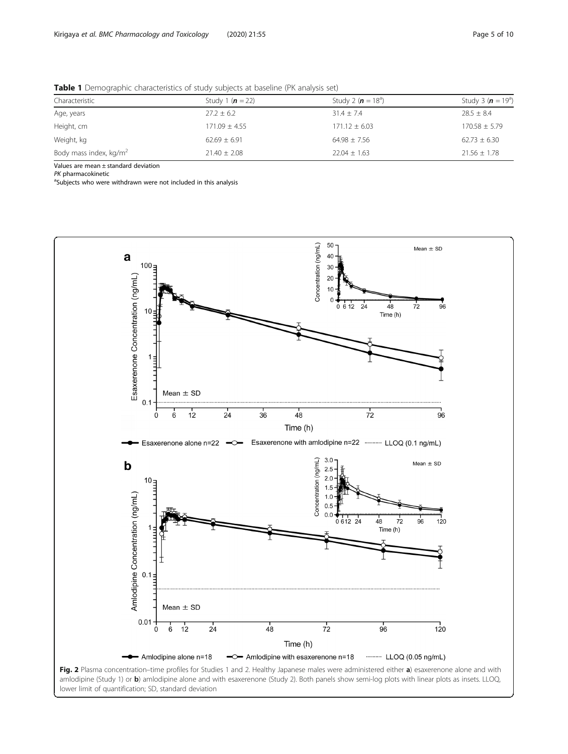**Table 1** Demographic characteristics of study subjects at baseline (PK analysis set)

| Characteristic | Study 1 (**n** = 22) | Study 2 (**n** = 18[a]) | Study 3 (**n** = 19[a]) |
|---|---|---|---|
| Age, years | 27.2 ± 6.2 | 31.4 ± 7.4 | 28.5 ± 8.4 |
| Height, cm | 171.09 ± 4.55 | 171.12 ± 6.03 | 170.58 ± 5.79 |
| Weight, kg | 62.69 ± 6.91 | 64.98 ± 7.56 | 62.73 ± 6.30 |
| Body mass index, kg/m$^2$ | 21.40 ± 2.08 | 22.04 ± 1.63 | 21.56 ± 1.78 |

Values are mean ± standard deviation

*PK* pharmacokinetic

[a]Subjects who were withdrawn were not included in this analysis

**Fig. 2** Plasma concentration–time profiles for Studies 1 and 2. Healthy Japanese males were administered either **a**) esaxerenone alone and with amlodipine (Study 1) or **b**) amlodipine alone and with esaxerenone (Study 2). Both panels show semi-log plots with linear plots as insets. LLOQ, lower limit of quantification; SD, standard deviation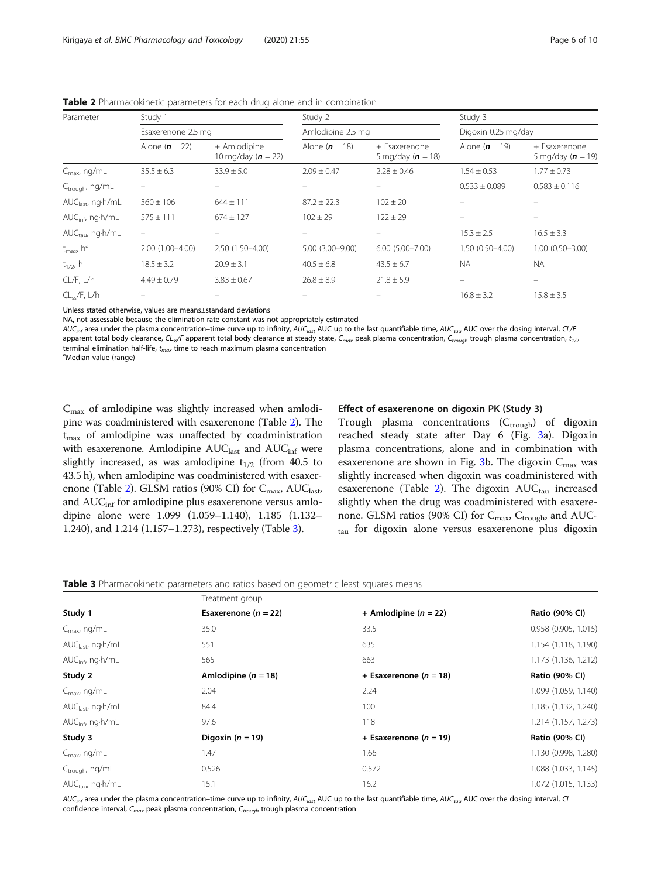**Table 2** Pharmacokinetic parameters for each drug alone and in combination

| Parameter | Study 1 | | Study 2 | | Study 3 | |
|---|---|---|---|---|---|---|
| | Esaxerenone 2.5 mg | | Amlodipine 2.5 mg | | Digoxin 0.25 mg/day | |
| | Alone (**n** = 22) | + Amlodipine 10 mg/day (**n** = 22) | Alone (**n** = 18) | + Esaxerenone 5 mg/day (**n** = 18) | Alone (**n** = 19) | + Esaxerenone 5 mg/day (**n** = 19) |
| $C_{max}$, ng/mL | 35.5 ± 6.3 | 33.9 ± 5.0 | 2.09 ± 0.47 | 2.28 ± 0.46 | 1.54 ± 0.53 | 1.77 ± 0.73 |
| $C_{trough}$, ng/mL | – | – | – | – | 0.533 ± 0.089 | 0.583 ± 0.116 |
| $AUC_{last}$, ng·h/mL | 560 ± 106 | 644 ± 111 | 87.2 ± 22.3 | 102 ± 20 | – | – |
| $AUC_{inf}$, ng·h/mL | 575 ± 111 | 674 ± 127 | 102 ± 29 | 122 ± 29 | – | – |
| $AUC_{tau}$, ng·h/mL | – | – | – | – | 15.3 ± 2.5 | 16.5 ± 3.3 |
| $t_{max}$, h[a] | 2.00 (1.00–4.00) | 2.50 (1.50–4.00) | 5.00 (3.00–9.00) | 6.00 (5.00–7.00) | 1.50 (0.50–4.00) | 1.00 (0.50–3.00) |
| $t_{1/2}$, h | 18.5 ± 3.2 | 20.9 ± 3.1 | 40.5 ± 6.8 | 43.5 ± 6.7 | NA | NA |
| CL/F, L/h | 4.49 ± 0.79 | 3.83 ± 0.67 | 26.8 ± 8.9 | 21.8 ± 5.9 | – | – |
| $CL_{ss}$/F, L/h | – | – | – | – | 16.8 ± 3.2 | 15.8 ± 3.5 |

Unless stated otherwise, values are means±standard deviations

NA, not assessable because the elimination rate constant was not appropriately estimated

$AUC_{inf}$ area under the plasma concentration–time curve up to infinity, $AUC_{last}$ AUC up to the last quantifiable time, $AUC_{tau}$ AUC over the dosing interval, *CL/F* apparent total body clearance, $CL_{ss}/F$ apparent total body clearance at steady state, $C_{max}$ peak plasma concentration, $C_{trough}$ trough plasma concentration, $t_{1/2}$ terminal elimination half-life, $t_{max}$ time to reach maximum plasma concentration

[a]Median value (range)

$C_{max}$ of amlodipine was slightly increased when amlodipine was coadministered with esaxerenone (Table 2). The $t_{max}$ of amlodipine was unaffected by coadministration with esaxerenone. Amlodipine $AUC_{last}$ and $AUC_{inf}$ were slightly increased, as was amlodipine $t_{1/2}$ (from 40.5 to 43.5 h), when amlodipine was coadministered with esaxerenone (Table 2). GLSM ratios (90% CI) for $C_{max}$, $AUC_{last}$, and $AUC_{inf}$ for amlodipine plus esaxerenone versus amlodipine alone were 1.099 (1.059–1.140), 1.185 (1.132–1.240), and 1.214 (1.157–1.273), respectively (Table 3).

### Effect of esaxerenone on digoxin PK (Study 3)

Trough plasma concentrations ($C_{trough}$) of digoxin reached steady state after Day 6 (Fig. 3a). Digoxin plasma concentrations, alone and in combination with esaxerenone are shown in Fig. 3b. The digoxin $C_{max}$ was slightly increased when digoxin was coadministered with esaxerenone (Table 2). The digoxin $AUC_{tau}$ increased slightly when the drug was coadministered with esaxerenone. GLSM ratios (90% CI) for $C_{max}$, $C_{trough}$, and $AUC_{tau}$ for digoxin alone versus esaxerenone plus digoxin

**Table 3** Pharmacokinetic parameters and ratios based on geometric least squares means

| | Treatment group | | |
|---|---|---|---|
| **Study 1** | **Esaxerenone (n = 22)** | **+ Amlodipine (n = 22)** | **Ratio (90% CI)** |
| $C_{max}$, ng/mL | 35.0 | 33.5 | 0.958 (0.905, 1.015) |
| $AUC_{last}$, ng·h/mL | 551 | 635 | 1.154 (1.118, 1.190) |
| $AUC_{inf}$, ng·h/mL | 565 | 663 | 1.173 (1.136, 1.212) |
| **Study 2** | **Amlodipine (n = 18)** | **+ Esaxerenone (n = 18)** | **Ratio (90% CI)** |
| $C_{max}$, ng/mL | 2.04 | 2.24 | 1.099 (1.059, 1.140) |
| $AUC_{last}$, ng·h/mL | 84.4 | 100 | 1.185 (1.132, 1.240) |
| $AUC_{inf}$, ng·h/mL | 97.6 | 118 | 1.214 (1.157, 1.273) |
| **Study 3** | **Digoxin (n = 19)** | **+ Esaxerenone (n = 19)** | **Ratio (90% CI)** |
| $C_{max}$, ng/mL | 1.47 | 1.66 | 1.130 (0.998, 1.280) |
| $C_{trough}$, ng/mL | 0.526 | 0.572 | 1.088 (1.033, 1.145) |
| $AUC_{tau}$, ng·h/mL | 15.1 | 16.2 | 1.072 (1.015, 1.133) |

$AUC_{inf}$ area under the plasma concentration–time curve up to infinity, $AUC_{last}$ AUC up to the last quantifiable time, $AUC_{tau}$ AUC over the dosing interval, *CI* confidence interval, $C_{max}$ peak plasma concentration, $C_{trough}$ trough plasma concentration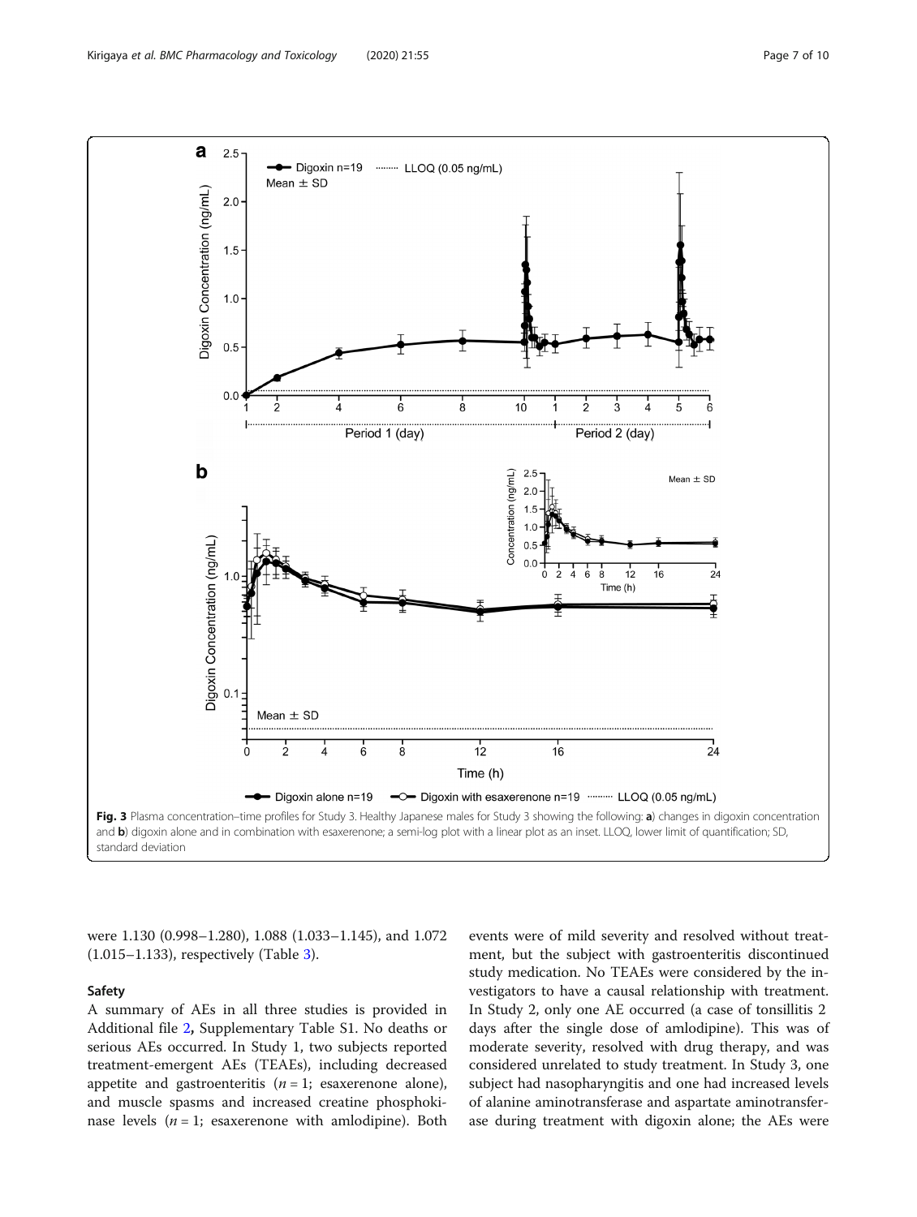**Fig. 3** Plasma concentration–time profiles for Study 3. Healthy Japanese males for Study 3 showing the following: **a**) changes in digoxin concentration and **b**) digoxin alone and in combination with esaxerenone; a semi-log plot with a linear plot as an inset. LLOQ, lower limit of quantification; SD, standard deviation

were 1.130 (0.998–1.280), 1.088 (1.033–1.145), and 1.072 (1.015–1.133), respectively (Table 3).

## Safety

A summary of AEs in all three studies is provided in Additional file 2, Supplementary Table S1. No deaths or serious AEs occurred. In Study 1, two subjects reported treatment-emergent AEs (TEAEs), including decreased appetite and gastroenteritis ($n = 1$; esaxerenone alone), and muscle spasms and increased creatine phosphokinase levels ($n = 1$; esaxerenone with amlodipine). Both events were of mild severity and resolved without treatment, but the subject with gastroenteritis discontinued study medication. No TEAEs were considered by the investigators to have a causal relationship with treatment. In Study 2, only one AE occurred (a case of tonsillitis 2 days after the single dose of amlodipine). This was of moderate severity, resolved with drug therapy, and was considered unrelated to study treatment. In Study 3, one subject had nasopharyngitis and one had increased levels of alanine aminotransferase and aspartate aminotransferase during treatment with digoxin alone; the AEs were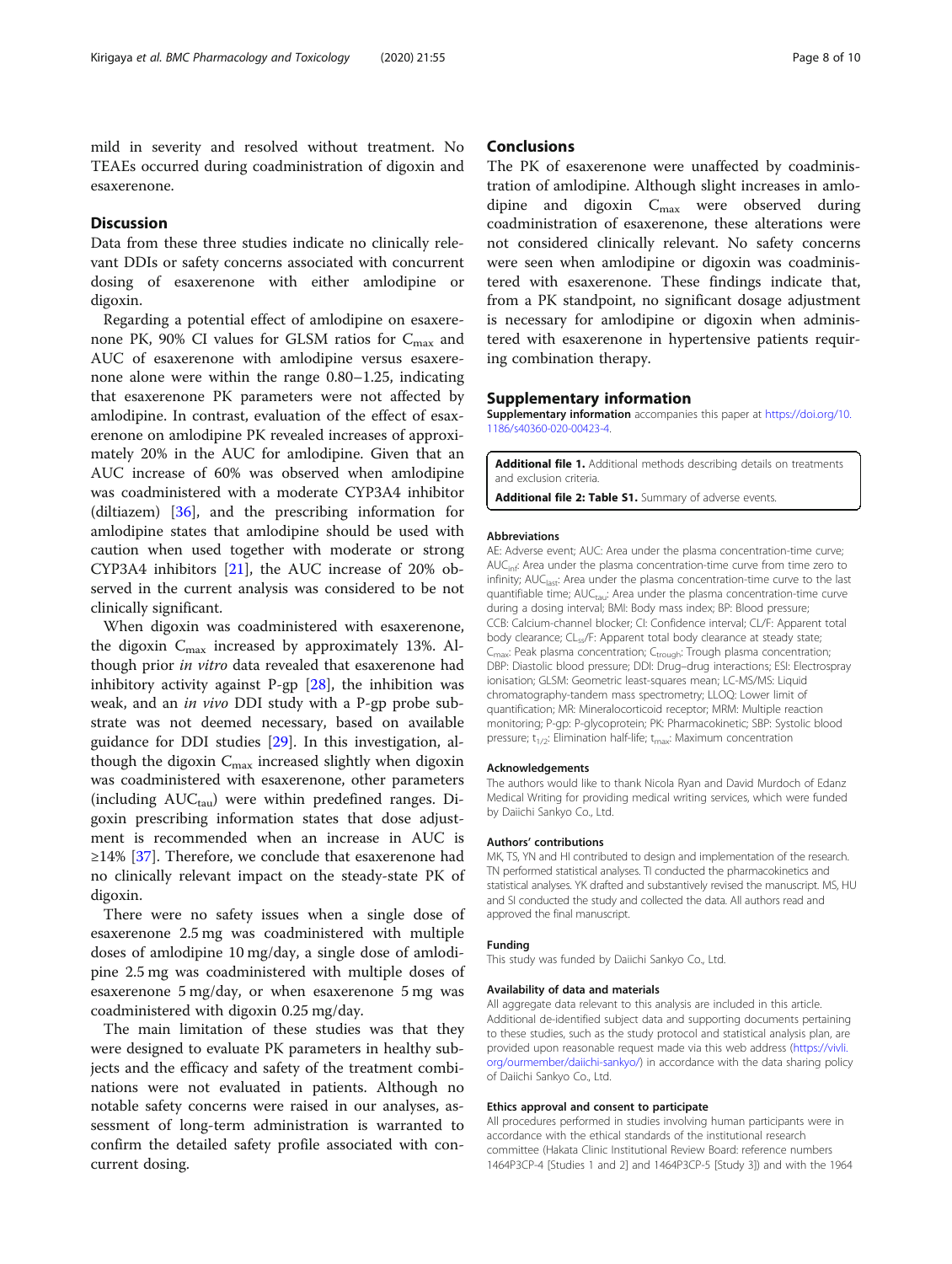mild in severity and resolved without treatment. No TEAEs occurred during coadministration of digoxin and esaxerenone.

## Discussion

Data from these three studies indicate no clinically relevant DDIs or safety concerns associated with concurrent dosing of esaxerenone with either amlodipine or digoxin.

Regarding a potential effect of amlodipine on esaxerenone PK, 90% CI values for GLSM ratios for $C_{max}$ and AUC of esaxerenone with amlodipine versus esaxerenone alone were within the range 0.80–1.25, indicating that esaxerenone PK parameters were not affected by amlodipine. In contrast, evaluation of the effect of esaxerenone on amlodipine PK revealed increases of approximately 20% in the AUC for amlodipine. Given that an AUC increase of 60% was observed when amlodipine was coadministered with a moderate CYP3A4 inhibitor (diltiazem) [36], and the prescribing information for amlodipine states that amlodipine should be used with caution when used together with moderate or strong CYP3A4 inhibitors [21], the AUC increase of 20% observed in the current analysis was considered to be not clinically significant.

When digoxin was coadministered with esaxerenone, the digoxin $C_{max}$ increased by approximately 13%. Although prior *in vitro* data revealed that esaxerenone had inhibitory activity against P-gp [28], the inhibition was weak, and an *in vivo* DDI study with a P-gp probe substrate was not deemed necessary, based on available guidance for DDI studies [29]. In this investigation, although the digoxin $C_{max}$ increased slightly when digoxin was coadministered with esaxerenone, other parameters (including $AUC_{tau}$) were within predefined ranges. Digoxin prescribing information states that dose adjustment is recommended when an increase in AUC is ≥14% [37]. Therefore, we conclude that esaxerenone had no clinically relevant impact on the steady-state PK of digoxin.

There were no safety issues when a single dose of esaxerenone 2.5 mg was coadministered with multiple doses of amlodipine 10 mg/day, a single dose of amlodipine 2.5 mg was coadministered with multiple doses of esaxerenone 5 mg/day, or when esaxerenone 5 mg was coadministered with digoxin 0.25 mg/day.

The main limitation of these studies was that they were designed to evaluate PK parameters in healthy subjects and the efficacy and safety of the treatment combinations were not evaluated in patients. Although no notable safety concerns were raised in our analyses, assessment of long-term administration is warranted to confirm the detailed safety profile associated with concurrent dosing.

## Conclusions

The PK of esaxerenone were unaffected by coadministration of amlodipine. Although slight increases in amlodipine and digoxin $C_{max}$ were observed during coadministration of esaxerenone, these alterations were not considered clinically relevant. No safety concerns were seen when amlodipine or digoxin was coadministered with esaxerenone. These findings indicate that, from a PK standpoint, no significant dosage adjustment is necessary for amlodipine or digoxin when administered with esaxerenone in hypertensive patients requiring combination therapy.

## Supplementary information

**Supplementary information** accompanies this paper at https://doi.org/10.1186/s40360-020-00423-4.

**Additional file 1.** Additional methods describing details on treatments and exclusion criteria.

**Additional file 2: Table S1.** Summary of adverse events.

#### Abbreviations

AE: Adverse event; AUC: Area under the plasma concentration-time curve; $AUC_{inf}$: Area under the plasma concentration-time curve from time zero to infinity; $AUC_{last}$: Area under the plasma concentration-time curve to the last quantifiable time; $AUC_{tau}$: Area under the plasma concentration-time curve during a dosing interval; BMI: Body mass index; BP: Blood pressure; CCB: Calcium-channel blocker; CI: Confidence interval; CL/F: Apparent total body clearance; $CL_{ss}$/F: Apparent total body clearance at steady state; $C_{max}$: Peak plasma concentration; $C_{trough}$: Trough plasma concentration; DBP: Diastolic blood pressure; DDI: Drug–drug interactions; ESI: Electrospray ionisation; GLSM: Geometric least-squares mean; LC-MS/MS: Liquid chromatography-tandem mass spectrometry; LLOQ: Lower limit of quantification; MR: Mineralocorticoid receptor; MRM: Multiple reaction monitoring; P-gp: P-glycoprotein; PK: Pharmacokinetic; SBP: Systolic blood pressure; $t_{1/2}$: Elimination half-life; $t_{max}$: Maximum concentration

#### Acknowledgements

The authors would like to thank Nicola Ryan and David Murdoch of Edanz Medical Writing for providing medical writing services, which were funded by Daiichi Sankyo Co., Ltd.

#### Authors' contributions

MK, TS, YN and HI contributed to design and implementation of the research. TN performed statistical analyses. TI conducted the pharmacokinetics and statistical analyses. YK drafted and substantively revised the manuscript. MS, HU and SI conducted the study and collected the data. All authors read and approved the final manuscript.

#### Funding

This study was funded by Daiichi Sankyo Co., Ltd.

#### Availability of data and materials

All aggregate data relevant to this analysis are included in this article. Additional de-identified subject data and supporting documents pertaining to these studies, such as the study protocol and statistical analysis plan, are provided upon reasonable request made via this web address (https://vivli.org/ourmember/daiichi-sankyo/) in accordance with the data sharing policy of Daiichi Sankyo Co., Ltd.

#### Ethics approval and consent to participate

All procedures performed in studies involving human participants were in accordance with the ethical standards of the institutional research committee (Hakata Clinic Institutional Review Board: reference numbers 1464P3CP-4 [Studies 1 and 2] and 1464P3CP-5 [Study 3]) and with the 1964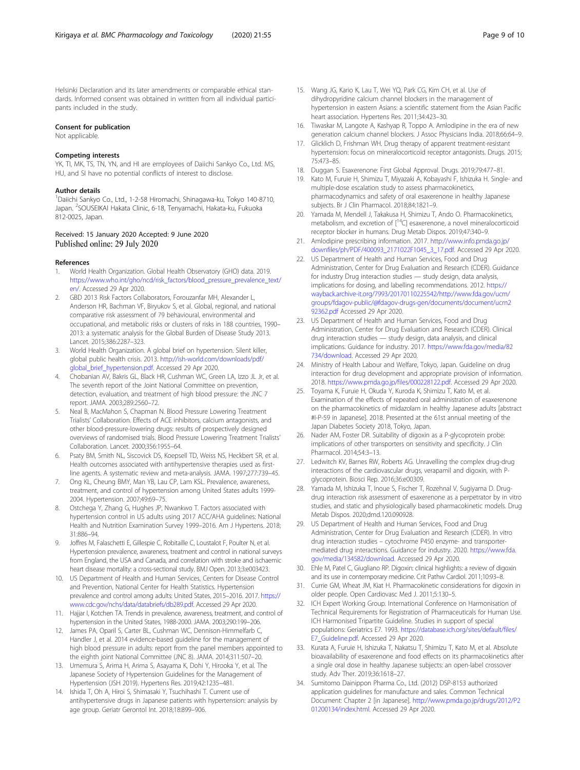Helsinki Declaration and its later amendments or comparable ethical standards. Informed consent was obtained in written from all individual participants included in the study.

### Consent for publication

Not applicable.

### Competing interests

YK, TI, MK, TS, TN, YN, and HI are employees of Daiichi Sankyo Co., Ltd. MS, HU, and SI have no potential conflicts of interest to disclose.

### Author details

[1]Daiichi Sankyo Co., Ltd., 1-2-58 Hiromachi, Shinagawa-ku, Tokyo 140-8710, Japan. [2]SOUSEIKAI Hakata Clinic, 6-18, Tenyamachi, Hakata-ku, Fukuoka 812-0025, Japan.

Received: 15 January 2020 Accepted: 9 June 2020
Published online: 29 July 2020

### References

1. World Health Organization. Global Health Observatory (GHO) data. 2019. https://www.who.int/gho/ncd/risk_factors/blood_pressure_prevalence_text/en/. Accessed 29 Apr 2020.
2. GBD 2013 Risk Factors Collaborators, Forouzanfar MH, Alexander L, Anderson HR, Bachman VF, Biryukov S, et al. Global, regional, and national comparative risk assessment of 79 behavioural, environmental and occupational, and metabolic risks or clusters of risks in 188 countries, 1990–2013: a systematic analysis for the Global Burden of Disease Study 2013. Lancet. 2015;386:2287–323.
3. World Health Organization. A global brief on hypertension. Silent killer, global public health crisis. 2013. http://ish-world.com/downloads/pdf/global_brief_hypertension.pdf. Accessed 29 Apr 2020.
4. Chobanian AV, Bakris GL, Black HR, Cushman WC, Green LA, Izzo JL Jr, et al. The seventh report of the Joint National Committee on prevention, detection, evaluation, and treatment of high blood pressure: the JNC 7 report. JAMA. 2003;289:2560–72.
5. Neal B, MacMahon S, Chapman N. Blood Pressure Lowering Treatment Trialists' Collaboration. Effects of ACE inhibitors, calcium antagonists, and other blood-pressure-lowering drugs: results of prospectively designed overviews of randomised trials. Blood Pressure Lowering Treatment Trialists' Collaboration. Lancet. 2000;356:1955–64.
6. Psaty BM, Smith NL, Siscovick DS, Koepsell TD, Weiss NS, Heckbert SR, et al. Health outcomes associated with antihypertensive therapies used as first-line agents. A systematic review and meta-analysis. JAMA. 1997;277:739–45.
7. Ong KL, Cheung BMY, Man YB, Lau CP, Lam KSL. Prevalence, awareness, treatment, and control of hypertension among United States adults 1999-2004. Hypertension. 2007;49:69–75.
8. Ostchega Y, Zhang G, Hughes JP, Nwankwo T. Factors associated with hypertension control in US adults using 2017 ACC/AHA guidelines: National Health and Nutrition Examination Survey 1999–2016. Am J Hypertens. 2018;31:886–94.
9. Joffres M, Falaschetti E, Gillespie C, Robitaille C, Loustalot F, Poulter N, et al. Hypertension prevalence, awareness, treatment and control in national surveys from England, the USA and Canada, and correlation with stroke and ischaemic heart disease mortality: a cross-sectional study. BMJ Open. 2013;3:e003423.
10. US Department of Health and Human Services, Centers for Disease Control and Prevention, National Center for Health Statistics. Hypertension prevalence and control among adults: United States, 2015–2016. 2017. https://www.cdc.gov/nchs/data/databriefs/db289.pdf. Accessed 29 Apr 2020.
11. Hajjar I, Kotchen TA. Trends in prevalence, awareness, treatment, and control of hypertension in the United States, 1988-2000. JAMA. 2003;290:199–206.
12. James PA, Oparil S, Carter BL, Cushman WC, Dennison-Himmelfarb C, Handler J, et al. 2014 evidence-based guideline for the management of high blood pressure in adults: report from the panel members appointed to the eighth joint National Committee (JNC 8). JAMA. 2014;311:507–20.
13. Umemura S, Arima H, Arima S, Asayama K, Dohi Y, Hirooka Y, et al. The Japanese Society of Hypertension Guidelines for the Management of Hypertension (JSH 2019). Hypertens Res. 2019;42:1235–481.
14. Ishida T, Oh A, Hiroi S, Shimasaki Y, Tsuchihashi T. Current use of antihypertensive drugs in Japanese patients with hypertension: analysis by age group. Geriatr Gerontol Int. 2018;18:899–906.
15. Wang JG, Kario K, Lau T, Wei YQ, Park CG, Kim CH, et al. Use of dihydropyridine calcium channel blockers in the management of hypertension in eastern Asians: a scientific statement from the Asian Pacific heart association. Hypertens Res. 2011;34:423–30.
16. Tiwaskar M, Langote A, Kashyap R, Toppo A. Amlodipine in the era of new generation calcium channel blockers. J Assoc Physicians India. 2018;66:64–9.
17. Glicklich D, Frishman WH. Drug therapy of apparent treatment-resistant hypertension: focus on mineralocorticoid receptor antagonists. Drugs. 2015;75:473–85.
18. Duggan S. Esaxerenone: First Global Approval. Drugs. 2019;79:477–81.
19. Kato M, Furuie H, Shimizu T, Miyazaki A, Kobayashi F, Ishizuka H. Single- and multiple-dose escalation study to assess pharmacokinetics, pharmacodynamics and safety of oral esaxerenone in healthy Japanese subjects. Br J Clin Pharmacol. 2018;84:1821–9.
20. Yamada M, Mendell J, Takakusa H, Shimizu T, Ando O. Pharmacokinetics, metabolism, and excretion of [$^{14}$C] esaxerenone, a novel mineralocorticoid receptor blocker in humans. Drug Metab Dispos. 2019;47:340–9.
21. Amlodipine prescribing information. 2017. http://www.info.pmda.go.jp/downfiles/ph/PDF/400093_2171022F1045_3_17.pdf. Accessed 29 Apr 2020.
22. US Department of Health and Human Services, Food and Drug Administration, Center for Drug Evaluation and Research (CDER). Guidance for industry Drug interaction studies — study design, data analysis, implications for dosing, and labelling recommendations. 2012. https://wayback.archive-it.org/7993/20170110225542/http://www.fda.gov/ucm/groups/fdagov-public/@fdagov-drugs-gen/documents/document/ucm292362.pdf Accessed 29 Apr 2020.
23. US Department of Health and Human Services, Food and Drug Administration, Center for Drug Evaluation and Research (CDER). Clinical drug interaction studies — study design, data analysis, and clinical implications. Guidance for industry. 2017. https://www.fda.gov/media/82734/download. Accessed 29 Apr 2020.
24. Ministry of Health Labour and Welfare, Tokyo, Japan. Guideline on drug interaction for drug development and appropriate provision of information. 2018. https://www.pmda.go.jp/files/000228122.pdf. Accessed 29 Apr 2020.
25. Toyama K, Furuie H, Okuda Y, Kuroda K, Shimizu T, Kato M, et al. Examination of the effects of repeated oral administration of esaxerenone on the pharmacokinetics of midazolam in healthy Japanese adults [abstract #I-P-59 in Japanese]. 2018. Presented at the 61st annual meeting of the Japan Diabetes Society 2018, Tokyo, Japan.
26. Nader AM, Foster DR. Suitability of digoxin as a P-glycoprotein probe: implications of other transporters on sensitivity and specificity. J Clin Pharmacol. 2014;54:3–13.
27. Ledwitch KV, Barnes RW, Roberts AG. Unravelling the complex drug-drug interactions of the cardiovascular drugs, verapamil and digoxin, with P-glycoprotein. Biosci Rep. 2016;36:e00309.
28. Yamada M, Ishizuka T, Inoue S, Fischer T, Rozehnal V, Sugiyama D. Drug-drug interaction risk assessment of esaxerenone as a perpetrator by in vitro studies, and static and physiologically based pharmacokinetic models. Drug Metab Dispos. 2020;dmd.120.090928.
29. US Department of Health and Human Services, Food and Drug Administration, Center for Drug Evaluation and Research (CDER). In vitro drug interaction studies – cytochrome P450 enzyme- and transporter-mediated drug interactions. Guidance for industry. 2020. https://www.fda.gov/media/134582/download. Accessed 29 Apr 2020.
30. Ehle M, Patel C, Giugliano RP. Digoxin: clinical highlights: a review of digoxin and its use in contemporary medicine. Crit Pathw Cardiol. 2011;10:93–8.
31. Currie GM, Wheat JM, Kiat H. Pharmacokinetic considerations for digoxin in older people. Open Cardiovasc Med J. 2011;5:130–5.
32. ICH Expert Working Group. International Conference on Harmonisation of Technical Requirements for Registration of Pharmaceuticals for Human Use. ICH Harmonised Tripartite Guideline. Studies in support of special populations: Geriatrics E7. 1993. https://database.ich.org/sites/default/files/E7_Guideline.pdf. Accessed 29 Apr 2020.
33. Kurata A, Furuie H, Ishizuka T, Nakatsu T, Shimizu T, Kato M, et al. Absolute bioavailability of esaxerenone and food effects on its pharmacokinetics after a single oral dose in healthy Japanese subjects: an open-label crossover study. Adv Ther. 2019;36:1618–27.
34. Sumitomo Dainippon Pharma Co., Ltd. (2012) DSP-8153 authorized application guidelines for manufacture and sales. Common Technical Document: Chapter 2 [in Japanese]. http://www.pmda.go.jp/drugs/2012/P201200134/index.html. Accessed 29 Apr 2020.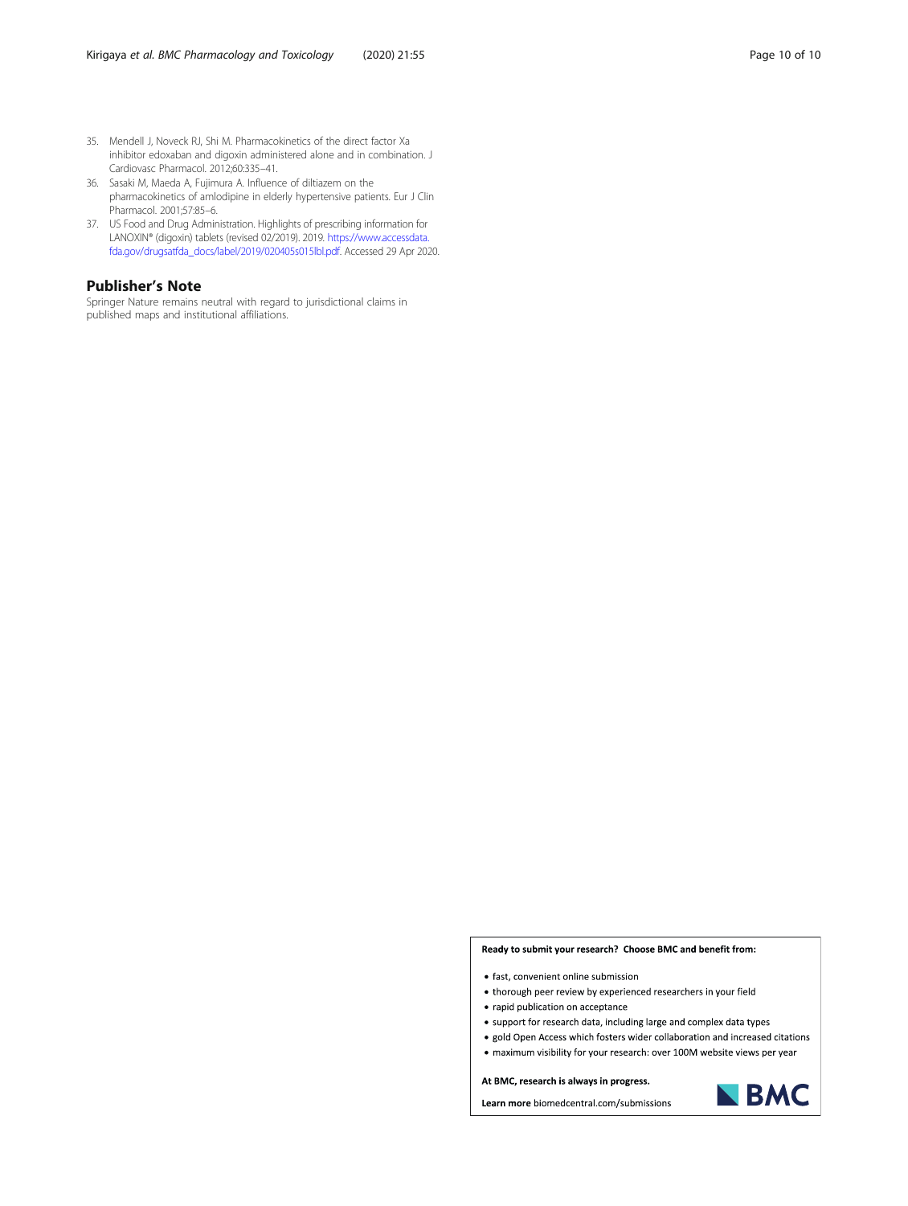35. Mendell J, Noveck RJ, Shi M. Pharmacokinetics of the direct factor Xa inhibitor edoxaban and digoxin administered alone and in combination. J Cardiovasc Pharmacol. 2012;60:335–41.
36. Sasaki M, Maeda A, Fujimura A. Influence of diltiazem on the pharmacokinetics of amlodipine in elderly hypertensive patients. Eur J Clin Pharmacol. 2001;57:85–6.
37. US Food and Drug Administration. Highlights of prescribing information for LANOXIN® (digoxin) tablets (revised 02/2019). 2019. https://www.accessdata.fda.gov/drugsatfda_docs/label/2019/020405s015lbl.pdf. Accessed 29 Apr 2020.

## Publisher's Note

Springer Nature remains neutral with regard to jurisdictional claims in published maps and institutional affiliations.

**Ready to submit your research? Choose BMC and benefit from:**

- fast, convenient online submission
- thorough peer review by experienced researchers in your field
- rapid publication on acceptance
- support for research data, including large and complex data types
- gold Open Access which fosters wider collaboration and increased citations
- maximum visibility for your research: over 100M website views per year

**At BMC, research is always in progress.**

**Learn more** biomedcentral.com/submissions

BMC